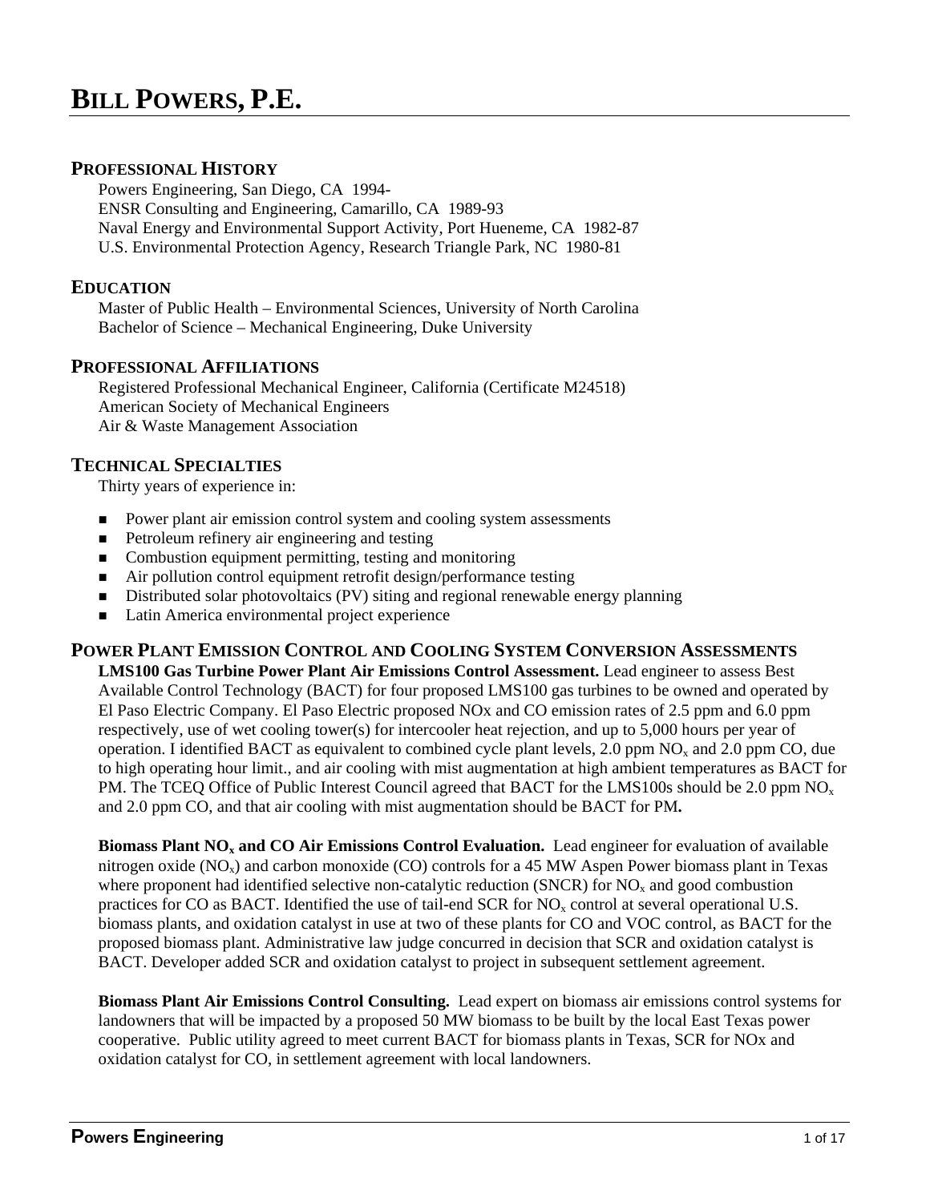# BILL POWERS, P.E.

## PROFESSIONAL HISTORY

Powers Engineering, San Diego, CA 1994-
ENSR Consulting and Engineering, Camarillo, CA 1989-93
Naval Energy and Environmental Support Activity, Port Hueneme, CA 1982-87
U.S. Environmental Protection Agency, Research Triangle Park, NC 1980-81

## EDUCATION

Master of Public Health – Environmental Sciences, University of North Carolina
Bachelor of Science – Mechanical Engineering, Duke University

## PROFESSIONAL AFFILIATIONS

Registered Professional Mechanical Engineer, California (Certificate M24518)
American Society of Mechanical Engineers
Air & Waste Management Association

## TECHNICAL SPECIALTIES

Thirty years of experience in:

- Power plant air emission control system and cooling system assessments
- Petroleum refinery air engineering and testing
- Combustion equipment permitting, testing and monitoring
- Air pollution control equipment retrofit design/performance testing
- Distributed solar photovoltaics (PV) siting and regional renewable energy planning
- Latin America environmental project experience

## POWER PLANT EMISSION CONTROL AND COOLING SYSTEM CONVERSION ASSESSMENTS

**LMS100 Gas Turbine Power Plant Air Emissions Control Assessment.** Lead engineer to assess Best Available Control Technology (BACT) for four proposed LMS100 gas turbines to be owned and operated by El Paso Electric Company. El Paso Electric proposed NOx and CO emission rates of 2.5 ppm and 6.0 ppm respectively, use of wet cooling tower(s) for intercooler heat rejection, and up to 5,000 hours per year of operation. I identified BACT as equivalent to combined cycle plant levels, 2.0 ppm $NO_x$ and 2.0 ppm CO, due to high operating hour limit., and air cooling with mist augmentation at high ambient temperatures as BACT for PM. The TCEQ Office of Public Interest Council agreed that BACT for the LMS100s should be 2.0 ppm $NO_x$ and 2.0 ppm CO, and that air cooling with mist augmentation should be BACT for PM**.**

**Biomass Plant $NO_x$ and CO Air Emissions Control Evaluation.** Lead engineer for evaluation of available nitrogen oxide ($NO_x$) and carbon monoxide (CO) controls for a 45 MW Aspen Power biomass plant in Texas where proponent had identified selective non-catalytic reduction (SNCR) for $NO_x$ and good combustion practices for CO as BACT. Identified the use of tail-end SCR for $NO_x$ control at several operational U.S. biomass plants, and oxidation catalyst in use at two of these plants for CO and VOC control, as BACT for the proposed biomass plant. Administrative law judge concurred in decision that SCR and oxidation catalyst is BACT. Developer added SCR and oxidation catalyst to project in subsequent settlement agreement.

**Biomass Plant Air Emissions Control Consulting.** Lead expert on biomass air emissions control systems for landowners that will be impacted by a proposed 50 MW biomass to be built by the local East Texas power cooperative. Public utility agreed to meet current BACT for biomass plants in Texas, SCR for NOx and oxidation catalyst for CO, in settlement agreement with local landowners.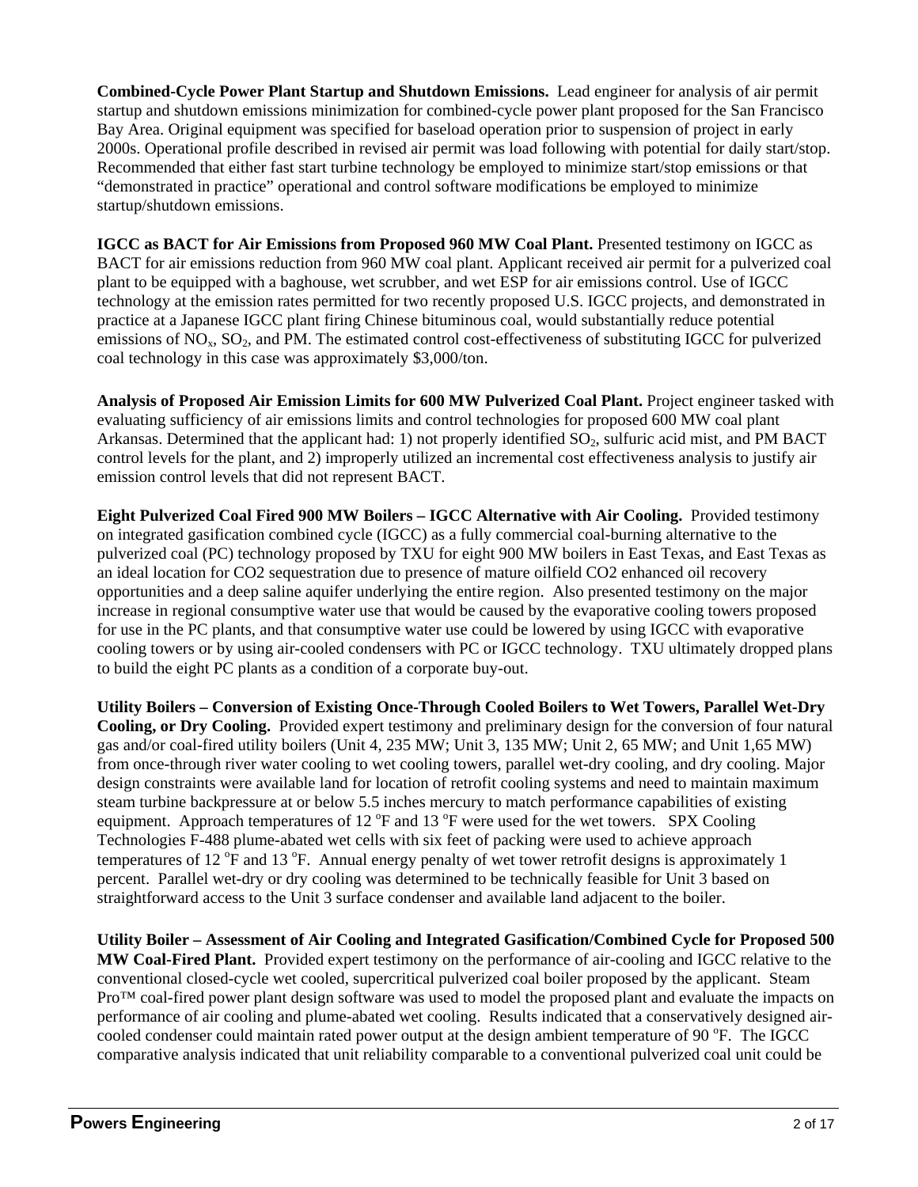**Combined-Cycle Power Plant Startup and Shutdown Emissions.** Lead engineer for analysis of air permit startup and shutdown emissions minimization for combined-cycle power plant proposed for the San Francisco Bay Area. Original equipment was specified for baseload operation prior to suspension of project in early 2000s. Operational profile described in revised air permit was load following with potential for daily start/stop. Recommended that either fast start turbine technology be employed to minimize start/stop emissions or that "demonstrated in practice" operational and control software modifications be employed to minimize startup/shutdown emissions.

**IGCC as BACT for Air Emissions from Proposed 960 MW Coal Plant.** Presented testimony on IGCC as BACT for air emissions reduction from 960 MW coal plant. Applicant received air permit for a pulverized coal plant to be equipped with a baghouse, wet scrubber, and wet ESP for air emissions control. Use of IGCC technology at the emission rates permitted for two recently proposed U.S. IGCC projects, and demonstrated in practice at a Japanese IGCC plant firing Chinese bituminous coal, would substantially reduce potential emissions of $NO_x$, $SO_2$, and PM. The estimated control cost-effectiveness of substituting IGCC for pulverized coal technology in this case was approximately $3,000/ton.

**Analysis of Proposed Air Emission Limits for 600 MW Pulverized Coal Plant.** Project engineer tasked with evaluating sufficiency of air emissions limits and control technologies for proposed 600 MW coal plant Arkansas. Determined that the applicant had: 1) not properly identified $SO_2$, sulfuric acid mist, and PM BACT control levels for the plant, and 2) improperly utilized an incremental cost effectiveness analysis to justify air emission control levels that did not represent BACT.

**Eight Pulverized Coal Fired 900 MW Boilers – IGCC Alternative with Air Cooling.** Provided testimony on integrated gasification combined cycle (IGCC) as a fully commercial coal-burning alternative to the pulverized coal (PC) technology proposed by TXU for eight 900 MW boilers in East Texas, and East Texas as an ideal location for CO2 sequestration due to presence of mature oilfield CO2 enhanced oil recovery opportunities and a deep saline aquifer underlying the entire region. Also presented testimony on the major increase in regional consumptive water use that would be caused by the evaporative cooling towers proposed for use in the PC plants, and that consumptive water use could be lowered by using IGCC with evaporative cooling towers or by using air-cooled condensers with PC or IGCC technology. TXU ultimately dropped plans to build the eight PC plants as a condition of a corporate buy-out.

**Utility Boilers – Conversion of Existing Once-Through Cooled Boilers to Wet Towers, Parallel Wet-Dry Cooling, or Dry Cooling.** Provided expert testimony and preliminary design for the conversion of four natural gas and/or coal-fired utility boilers (Unit 4, 235 MW; Unit 3, 135 MW; Unit 2, 65 MW; and Unit 1,65 MW) from once-through river water cooling to wet cooling towers, parallel wet-dry cooling, and dry cooling. Major design constraints were available land for location of retrofit cooling systems and need to maintain maximum steam turbine backpressure at or below 5.5 inches mercury to match performance capabilities of existing equipment. Approach temperatures of 12 $^{o}$F and 13 $^{o}$F were used for the wet towers. SPX Cooling Technologies F-488 plume-abated wet cells with six feet of packing were used to achieve approach temperatures of 12 $^{o}$F and 13 $^{o}$F. Annual energy penalty of wet tower retrofit designs is approximately 1 percent. Parallel wet-dry or dry cooling was determined to be technically feasible for Unit 3 based on straightforward access to the Unit 3 surface condenser and available land adjacent to the boiler.

**Utility Boiler – Assessment of Air Cooling and Integrated Gasification/Combined Cycle for Proposed 500 MW Coal-Fired Plant.** Provided expert testimony on the performance of air-cooling and IGCC relative to the conventional closed-cycle wet cooled, supercritical pulverized coal boiler proposed by the applicant. Steam Pro™ coal-fired power plant design software was used to model the proposed plant and evaluate the impacts on performance of air cooling and plume-abated wet cooling. Results indicated that a conservatively designed air-cooled condenser could maintain rated power output at the design ambient temperature of 90 $^{o}$F. The IGCC comparative analysis indicated that unit reliability comparable to a conventional pulverized coal unit could be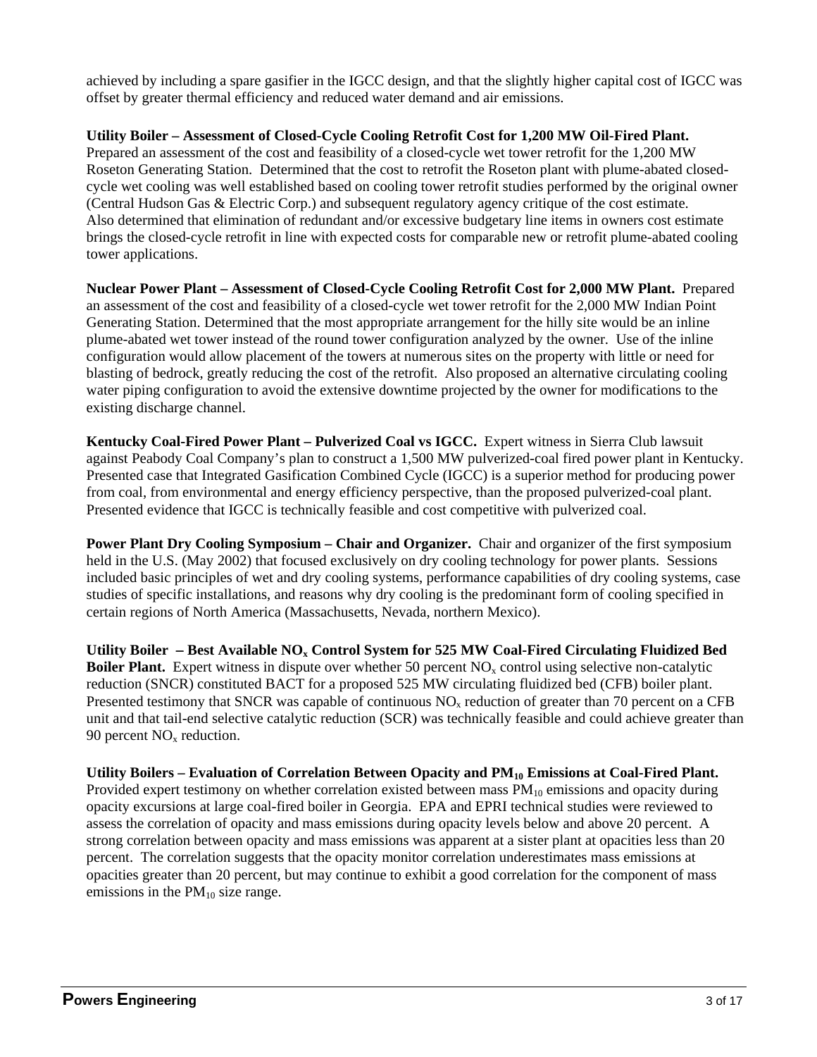achieved by including a spare gasifier in the IGCC design, and that the slightly higher capital cost of IGCC was offset by greater thermal efficiency and reduced water demand and air emissions.

**Utility Boiler – Assessment of Closed-Cycle Cooling Retrofit Cost for 1,200 MW Oil-Fired Plant.** Prepared an assessment of the cost and feasibility of a closed-cycle wet tower retrofit for the 1,200 MW Roseton Generating Station. Determined that the cost to retrofit the Roseton plant with plume-abated closed-cycle wet cooling was well established based on cooling tower retrofit studies performed by the original owner (Central Hudson Gas & Electric Corp.) and subsequent regulatory agency critique of the cost estimate. Also determined that elimination of redundant and/or excessive budgetary line items in owners cost estimate brings the closed-cycle retrofit in line with expected costs for comparable new or retrofit plume-abated cooling tower applications.

**Nuclear Power Plant – Assessment of Closed-Cycle Cooling Retrofit Cost for 2,000 MW Plant.** Prepared an assessment of the cost and feasibility of a closed-cycle wet tower retrofit for the 2,000 MW Indian Point Generating Station. Determined that the most appropriate arrangement for the hilly site would be an inline plume-abated wet tower instead of the round tower configuration analyzed by the owner. Use of the inline configuration would allow placement of the towers at numerous sites on the property with little or need for blasting of bedrock, greatly reducing the cost of the retrofit. Also proposed an alternative circulating cooling water piping configuration to avoid the extensive downtime projected by the owner for modifications to the existing discharge channel.

**Kentucky Coal-Fired Power Plant – Pulverized Coal vs IGCC.** Expert witness in Sierra Club lawsuit against Peabody Coal Company's plan to construct a 1,500 MW pulverized-coal fired power plant in Kentucky. Presented case that Integrated Gasification Combined Cycle (IGCC) is a superior method for producing power from coal, from environmental and energy efficiency perspective, than the proposed pulverized-coal plant. Presented evidence that IGCC is technically feasible and cost competitive with pulverized coal.

**Power Plant Dry Cooling Symposium – Chair and Organizer.** Chair and organizer of the first symposium held in the U.S. (May 2002) that focused exclusively on dry cooling technology for power plants. Sessions included basic principles of wet and dry cooling systems, performance capabilities of dry cooling systems, case studies of specific installations, and reasons why dry cooling is the predominant form of cooling specified in certain regions of North America (Massachusetts, Nevada, northern Mexico).

**Utility Boiler – Best Available $NO_x$ Control System for 525 MW Coal-Fired Circulating Fluidized Bed Boiler Plant.** Expert witness in dispute over whether 50 percent $NO_x$ control using selective non-catalytic reduction (SNCR) constituted BACT for a proposed 525 MW circulating fluidized bed (CFB) boiler plant. Presented testimony that SNCR was capable of continuous $NO_x$ reduction of greater than 70 percent on a CFB unit and that tail-end selective catalytic reduction (SCR) was technically feasible and could achieve greater than 90 percent $NO_x$ reduction.

**Utility Boilers – Evaluation of Correlation Between Opacity and $PM_{10}$ Emissions at Coal-Fired Plant.** Provided expert testimony on whether correlation existed between mass $PM_{10}$ emissions and opacity during opacity excursions at large coal-fired boiler in Georgia. EPA and EPRI technical studies were reviewed to assess the correlation of opacity and mass emissions during opacity levels below and above 20 percent. A strong correlation between opacity and mass emissions was apparent at a sister plant at opacities less than 20 percent. The correlation suggests that the opacity monitor correlation underestimates mass emissions at opacities greater than 20 percent, but may continue to exhibit a good correlation for the component of mass emissions in the $PM_{10}$ size range.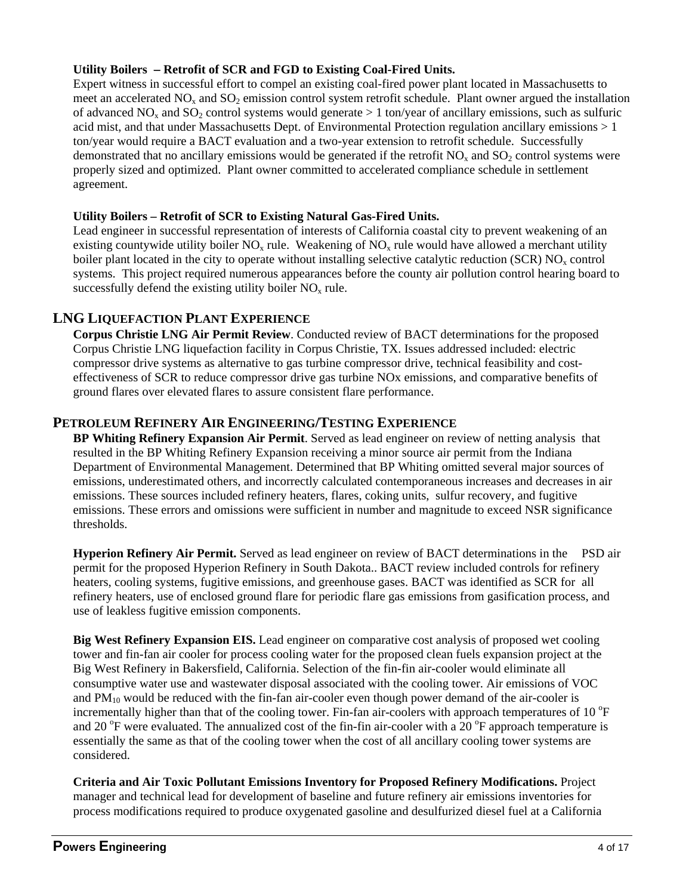**Utility Boilers – Retrofit of SCR and FGD to Existing Coal-Fired Units.**
Expert witness in successful effort to compel an existing coal-fired power plant located in Massachusetts to meet an accelerated $NO_x$ and $SO_2$ emission control system retrofit schedule. Plant owner argued the installation of advanced $NO_x$ and $SO_2$ control systems would generate > 1 ton/year of ancillary emissions, such as sulfuric acid mist, and that under Massachusetts Dept. of Environmental Protection regulation ancillary emissions > 1 ton/year would require a BACT evaluation and a two-year extension to retrofit schedule. Successfully demonstrated that no ancillary emissions would be generated if the retrofit $NO_x$ and $SO_2$ control systems were properly sized and optimized. Plant owner committed to accelerated compliance schedule in settlement agreement.

**Utility Boilers – Retrofit of SCR to Existing Natural Gas-Fired Units.**
Lead engineer in successful representation of interests of California coastal city to prevent weakening of an existing countywide utility boiler $NO_x$ rule. Weakening of $NO_x$ rule would have allowed a merchant utility boiler plant located in the city to operate without installing selective catalytic reduction (SCR) $NO_x$ control systems. This project required numerous appearances before the county air pollution control hearing board to successfully defend the existing utility boiler $NO_x$ rule.

## LNG Liquefaction Plant Experience

**Corpus Christie LNG Air Permit Review**. Conducted review of BACT determinations for the proposed Corpus Christie LNG liquefaction facility in Corpus Christie, TX. Issues addressed included: electric compressor drive systems as alternative to gas turbine compressor drive, technical feasibility and cost-effectiveness of SCR to reduce compressor drive gas turbine NOx emissions, and comparative benefits of ground flares over elevated flares to assure consistent flare performance.

## Petroleum Refinery Air Engineering/Testing Experience

**BP Whiting Refinery Expansion Air Permit**. Served as lead engineer on review of netting analysis that resulted in the BP Whiting Refinery Expansion receiving a minor source air permit from the Indiana Department of Environmental Management. Determined that BP Whiting omitted several major sources of emissions, underestimated others, and incorrectly calculated contemporaneous increases and decreases in air emissions. These sources included refinery heaters, flares, coking units, sulfur recovery, and fugitive emissions. These errors and omissions were sufficient in number and magnitude to exceed NSR significance thresholds.

**Hyperion Refinery Air Permit.** Served as lead engineer on review of BACT determinations in the PSD air permit for the proposed Hyperion Refinery in South Dakota.. BACT review included controls for refinery heaters, cooling systems, fugitive emissions, and greenhouse gases. BACT was identified as SCR for all refinery heaters, use of enclosed ground flare for periodic flare gas emissions from gasification process, and use of leakless fugitive emission components.

**Big West Refinery Expansion EIS.** Lead engineer on comparative cost analysis of proposed wet cooling tower and fin-fan air cooler for process cooling water for the proposed clean fuels expansion project at the Big West Refinery in Bakersfield, California. Selection of the fin-fin air-cooler would eliminate all consumptive water use and wastewater disposal associated with the cooling tower. Air emissions of VOC and $PM_{10}$ would be reduced with the fin-fan air-cooler even though power demand of the air-cooler is incrementally higher than that of the cooling tower. Fin-fan air-coolers with approach temperatures of 10 $^{o}$F and 20 $^{o}$F were evaluated. The annualized cost of the fin-fin air-cooler with a 20 $^{o}$F approach temperature is essentially the same as that of the cooling tower when the cost of all ancillary cooling tower systems are considered.

**Criteria and Air Toxic Pollutant Emissions Inventory for Proposed Refinery Modifications.** Project manager and technical lead for development of baseline and future refinery air emissions inventories for process modifications required to produce oxygenated gasoline and desulfurized diesel fuel at a California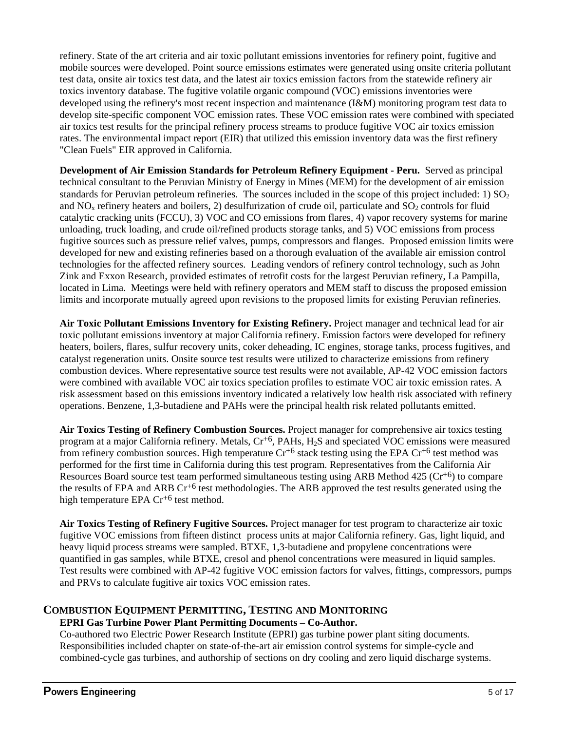refinery. State of the art criteria and air toxic pollutant emissions inventories for refinery point, fugitive and mobile sources were developed. Point source emissions estimates were generated using onsite criteria pollutant test data, onsite air toxics test data, and the latest air toxics emission factors from the statewide refinery air toxics inventory database. The fugitive volatile organic compound (VOC) emissions inventories were developed using the refinery's most recent inspection and maintenance (I&M) monitoring program test data to develop site-specific component VOC emission rates. These VOC emission rates were combined with speciated air toxics test results for the principal refinery process streams to produce fugitive VOC air toxics emission rates. The environmental impact report (EIR) that utilized this emission inventory data was the first refinery "Clean Fuels" EIR approved in California.

**Development of Air Emission Standards for Petroleum Refinery Equipment - Peru.** Served as principal technical consultant to the Peruvian Ministry of Energy in Mines (MEM) for the development of air emission standards for Peruvian petroleum refineries. The sources included in the scope of this project included: 1) $SO_2$ and $NO_x$ refinery heaters and boilers, 2) desulfurization of crude oil, particulate and $SO_2$ controls for fluid catalytic cracking units (FCCU), 3) VOC and CO emissions from flares, 4) vapor recovery systems for marine unloading, truck loading, and crude oil/refined products storage tanks, and 5) VOC emissions from process fugitive sources such as pressure relief valves, pumps, compressors and flanges. Proposed emission limits were developed for new and existing refineries based on a thorough evaluation of the available air emission control technologies for the affected refinery sources. Leading vendors of refinery control technology, such as John Zink and Exxon Research, provided estimates of retrofit costs for the largest Peruvian refinery, La Pampilla, located in Lima. Meetings were held with refinery operators and MEM staff to discuss the proposed emission limits and incorporate mutually agreed upon revisions to the proposed limits for existing Peruvian refineries.

**Air Toxic Pollutant Emissions Inventory for Existing Refinery.** Project manager and technical lead for air toxic pollutant emissions inventory at major California refinery. Emission factors were developed for refinery heaters, boilers, flares, sulfur recovery units, coker deheading, IC engines, storage tanks, process fugitives, and catalyst regeneration units. Onsite source test results were utilized to characterize emissions from refinery combustion devices. Where representative source test results were not available, AP-42 VOC emission factors were combined with available VOC air toxics speciation profiles to estimate VOC air toxic emission rates. A risk assessment based on this emissions inventory indicated a relatively low health risk associated with refinery operations. Benzene, 1,3-butadiene and PAHs were the principal health risk related pollutants emitted.

**Air Toxics Testing of Refinery Combustion Sources.** Project manager for comprehensive air toxics testing program at a major California refinery. Metals, $Cr^{+6}$, PAHs, $H_2S$ and speciated VOC emissions were measured from refinery combustion sources. High temperature $Cr^{+6}$ stack testing using the EPA $Cr^{+6}$ test method was performed for the first time in California during this test program. Representatives from the California Air Resources Board source test team performed simultaneous testing using ARB Method 425 ($Cr^{+6}$) to compare the results of EPA and ARB $Cr^{+6}$ test methodologies. The ARB approved the test results generated using the high temperature EPA $Cr^{+6}$ test method.

**Air Toxics Testing of Refinery Fugitive Sources.** Project manager for test program to characterize air toxic fugitive VOC emissions from fifteen distinct process units at major California refinery. Gas, light liquid, and heavy liquid process streams were sampled. BTXE, 1,3-butadiene and propylene concentrations were quantified in gas samples, while BTXE, cresol and phenol concentrations were measured in liquid samples. Test results were combined with AP-42 fugitive VOC emission factors for valves, fittings, compressors, pumps and PRVs to calculate fugitive air toxics VOC emission rates.

## COMBUSTION EQUIPMENT PERMITTING, TESTING AND MONITORING

**EPRI Gas Turbine Power Plant Permitting Documents – Co-Author.**
Co-authored two Electric Power Research Institute (EPRI) gas turbine power plant siting documents. Responsibilities included chapter on state-of-the-art air emission control systems for simple-cycle and combined-cycle gas turbines, and authorship of sections on dry cooling and zero liquid discharge systems.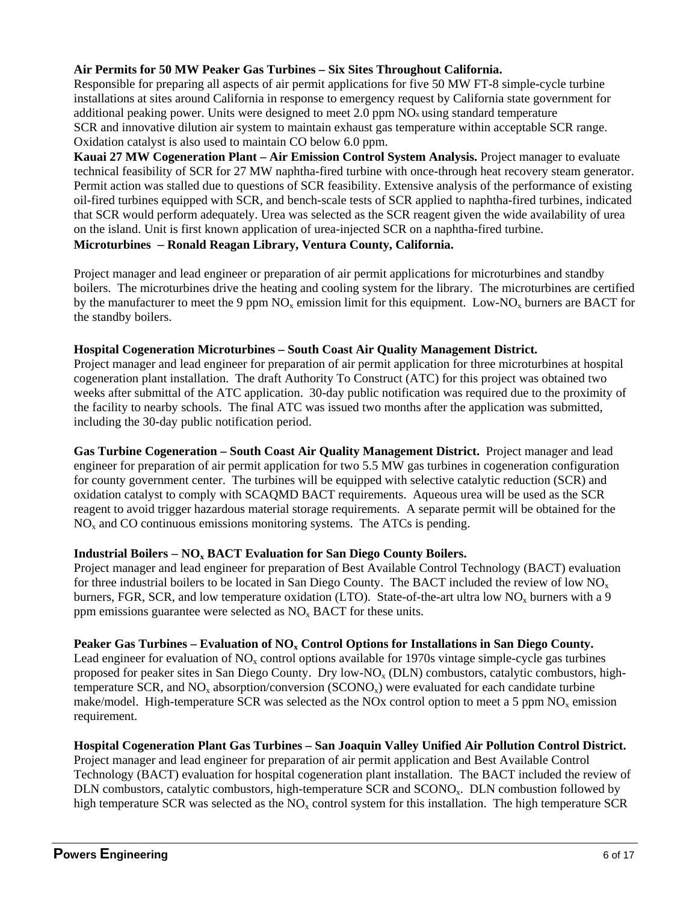**Air Permits for 50 MW Peaker Gas Turbines – Six Sites Throughout California.**
Responsible for preparing all aspects of air permit applications for five 50 MW FT-8 simple-cycle turbine installations at sites around California in response to emergency request by California state government for additional peaking power. Units were designed to meet 2.0 ppm $NO_x$ using standard temperature SCR and innovative dilution air system to maintain exhaust gas temperature within acceptable SCR range. Oxidation catalyst is also used to maintain CO below 6.0 ppm.

**Kauai 27 MW Cogeneration Plant – Air Emission Control System Analysis.** Project manager to evaluate technical feasibility of SCR for 27 MW naphtha-fired turbine with once-through heat recovery steam generator. Permit action was stalled due to questions of SCR feasibility. Extensive analysis of the performance of existing oil-fired turbines equipped with SCR, and bench-scale tests of SCR applied to naphtha-fired turbines, indicated that SCR would perform adequately. Urea was selected as the SCR reagent given the wide availability of urea on the island. Unit is first known application of urea-injected SCR on a naphtha-fired turbine.

**Microturbines – Ronald Reagan Library, Ventura County, California.**

Project manager and lead engineer or preparation of air permit applications for microturbines and standby boilers. The microturbines drive the heating and cooling system for the library. The microturbines are certified by the manufacturer to meet the 9 ppm $NO_x$ emission limit for this equipment. Low-$NO_x$ burners are BACT for the standby boilers.

**Hospital Cogeneration Microturbines – South Coast Air Quality Management District.**
Project manager and lead engineer for preparation of air permit application for three microturbines at hospital cogeneration plant installation. The draft Authority To Construct (ATC) for this project was obtained two weeks after submittal of the ATC application. 30-day public notification was required due to the proximity of the facility to nearby schools. The final ATC was issued two months after the application was submitted, including the 30-day public notification period.

**Gas Turbine Cogeneration – South Coast Air Quality Management District.** Project manager and lead engineer for preparation of air permit application for two 5.5 MW gas turbines in cogeneration configuration for county government center. The turbines will be equipped with selective catalytic reduction (SCR) and oxidation catalyst to comply with SCAQMD BACT requirements. Aqueous urea will be used as the SCR reagent to avoid trigger hazardous material storage requirements. A separate permit will be obtained for the $NO_x$ and CO continuous emissions monitoring systems. The ATCs is pending.

**Industrial Boilers – $NO_x$ BACT Evaluation for San Diego County Boilers.**
Project manager and lead engineer for preparation of Best Available Control Technology (BACT) evaluation for three industrial boilers to be located in San Diego County. The BACT included the review of low $NO_x$ burners, FGR, SCR, and low temperature oxidation (LTO). State-of-the-art ultra low $NO_x$ burners with a 9 ppm emissions guarantee were selected as $NO_x$ BACT for these units.

**Peaker Gas Turbines – Evaluation of $NO_x$ Control Options for Installations in San Diego County.**
Lead engineer for evaluation of $NO_x$ control options available for 1970s vintage simple-cycle gas turbines proposed for peaker sites in San Diego County. Dry low-$NO_x$ (DLN) combustors, catalytic combustors, high-temperature SCR, and $NO_x$ absorption/conversion ($SCONO_x$) were evaluated for each candidate turbine make/model. High-temperature SCR was selected as the NOx control option to meet a 5 ppm $NO_x$ emission requirement.

**Hospital Cogeneration Plant Gas Turbines – San Joaquin Valley Unified Air Pollution Control District.**
Project manager and lead engineer for preparation of air permit application and Best Available Control Technology (BACT) evaluation for hospital cogeneration plant installation. The BACT included the review of DLN combustors, catalytic combustors, high-temperature SCR and $SCONO_x$. DLN combustion followed by high temperature SCR was selected as the $NO_x$ control system for this installation. The high temperature SCR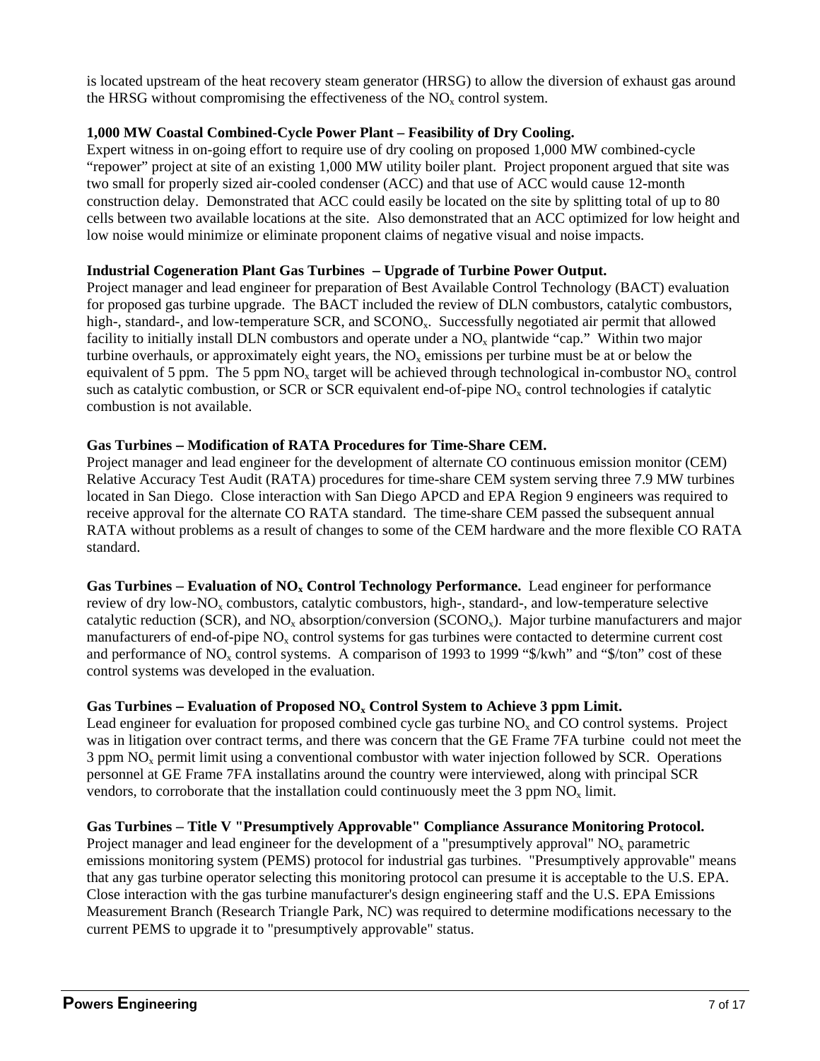is located upstream of the heat recovery steam generator (HRSG) to allow the diversion of exhaust gas around the HRSG without compromising the effectiveness of the $NO_x$ control system.

**1,000 MW Coastal Combined-Cycle Power Plant – Feasibility of Dry Cooling.**
Expert witness in on-going effort to require use of dry cooling on proposed 1,000 MW combined-cycle "repower" project at site of an existing 1,000 MW utility boiler plant. Project proponent argued that site was two small for properly sized air-cooled condenser (ACC) and that use of ACC would cause 12-month construction delay. Demonstrated that ACC could easily be located on the site by splitting total of up to 80 cells between two available locations at the site. Also demonstrated that an ACC optimized for low height and low noise would minimize or eliminate proponent claims of negative visual and noise impacts.

**Industrial Cogeneration Plant Gas Turbines – Upgrade of Turbine Power Output.**
Project manager and lead engineer for preparation of Best Available Control Technology (BACT) evaluation for proposed gas turbine upgrade. The BACT included the review of DLN combustors, catalytic combustors, high-, standard-, and low-temperature SCR, and $SCONO_x$. Successfully negotiated air permit that allowed facility to initially install DLN combustors and operate under a $NO_x$ plantwide "cap." Within two major turbine overhauls, or approximately eight years, the $NO_x$ emissions per turbine must be at or below the equivalent of 5 ppm. The 5 ppm $NO_x$ target will be achieved through technological in-combustor $NO_x$ control such as catalytic combustion, or SCR or SCR equivalent end-of-pipe $NO_x$ control technologies if catalytic combustion is not available.

**Gas Turbines – Modification of RATA Procedures for Time-Share CEM.**
Project manager and lead engineer for the development of alternate CO continuous emission monitor (CEM) Relative Accuracy Test Audit (RATA) procedures for time-share CEM system serving three 7.9 MW turbines located in San Diego. Close interaction with San Diego APCD and EPA Region 9 engineers was required to receive approval for the alternate CO RATA standard. The time-share CEM passed the subsequent annual RATA without problems as a result of changes to some of the CEM hardware and the more flexible CO RATA standard.

**Gas Turbines – Evaluation of $NO_x$ Control Technology Performance.** Lead engineer for performance review of dry low-$NO_x$ combustors, catalytic combustors, high-, standard-, and low-temperature selective catalytic reduction (SCR), and $NO_x$ absorption/conversion ($SCONO_x$). Major turbine manufacturers and major manufacturers of end-of-pipe $NO_x$ control systems for gas turbines were contacted to determine current cost and performance of $NO_x$ control systems. A comparison of 1993 to 1999 "\$/kwh" and "\$/ton" cost of these control systems was developed in the evaluation.

**Gas Turbines – Evaluation of Proposed $NO_x$ Control System to Achieve 3 ppm Limit.**
Lead engineer for evaluation for proposed combined cycle gas turbine $NO_x$ and CO control systems. Project was in litigation over contract terms, and there was concern that the GE Frame 7FA turbine could not meet the 3 ppm $NO_x$ permit limit using a conventional combustor with water injection followed by SCR. Operations personnel at GE Frame 7FA installatins around the country were interviewed, along with principal SCR vendors, to corroborate that the installation could continuously meet the 3 ppm $NO_x$ limit.

**Gas Turbines – Title V "Presumptively Approvable" Compliance Assurance Monitoring Protocol.**
Project manager and lead engineer for the development of a "presumptively approval" $NO_x$ parametric emissions monitoring system (PEMS) protocol for industrial gas turbines. "Presumptively approvable" means that any gas turbine operator selecting this monitoring protocol can presume it is acceptable to the U.S. EPA. Close interaction with the gas turbine manufacturer's design engineering staff and the U.S. EPA Emissions Measurement Branch (Research Triangle Park, NC) was required to determine modifications necessary to the current PEMS to upgrade it to "presumptively approvable" status.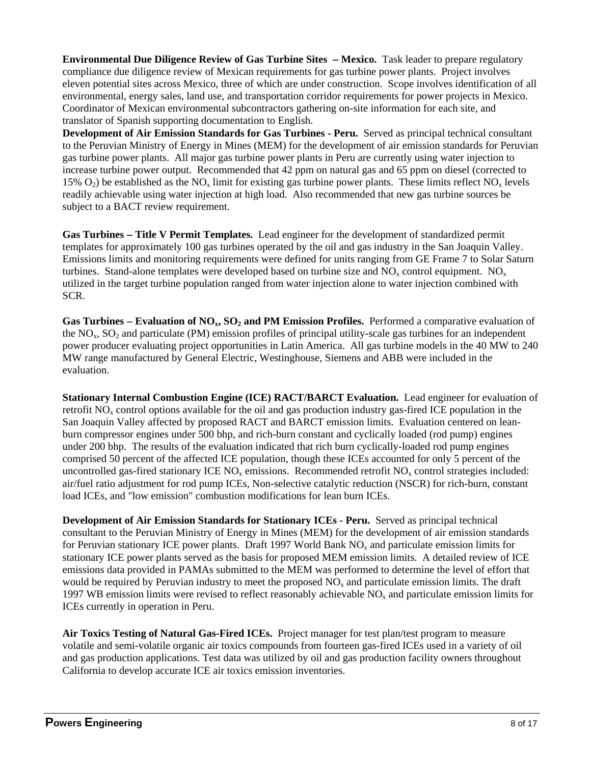**Environmental Due Diligence Review of Gas Turbine Sites – Mexico.** Task leader to prepare regulatory compliance due diligence review of Mexican requirements for gas turbine power plants. Project involves eleven potential sites across Mexico, three of which are under construction. Scope involves identification of all environmental, energy sales, land use, and transportation corridor requirements for power projects in Mexico. Coordinator of Mexican environmental subcontractors gathering on-site information for each site, and translator of Spanish supporting documentation to English.

**Development of Air Emission Standards for Gas Turbines - Peru.** Served as principal technical consultant to the Peruvian Ministry of Energy in Mines (MEM) for the development of air emission standards for Peruvian gas turbine power plants. All major gas turbine power plants in Peru are currently using water injection to increase turbine power output. Recommended that 42 ppm on natural gas and 65 ppm on diesel (corrected to 15% $O_2$) be established as the $NO_x$ limit for existing gas turbine power plants. These limits reflect $NO_x$ levels readily achievable using water injection at high load. Also recommended that new gas turbine sources be subject to a BACT review requirement.

**Gas Turbines – Title V Permit Templates.** Lead engineer for the development of standardized permit templates for approximately 100 gas turbines operated by the oil and gas industry in the San Joaquin Valley. Emissions limits and monitoring requirements were defined for units ranging from GE Frame 7 to Solar Saturn turbines. Stand-alone templates were developed based on turbine size and $NO_x$ control equipment. $NO_x$ utilized in the target turbine population ranged from water injection alone to water injection combined with SCR.

**Gas Turbines – Evaluation of $NO_x$, $SO_2$ and PM Emission Profiles.** Performed a comparative evaluation of the $NO_x$, $SO_2$ and particulate (PM) emission profiles of principal utility-scale gas turbines for an independent power producer evaluating project opportunities in Latin America. All gas turbine models in the 40 MW to 240 MW range manufactured by General Electric, Westinghouse, Siemens and ABB were included in the evaluation.

**Stationary Internal Combustion Engine (ICE) RACT/BARCT Evaluation.** Lead engineer for evaluation of retrofit $NO_x$ control options available for the oil and gas production industry gas-fired ICE population in the San Joaquin Valley affected by proposed RACT and BARCT emission limits. Evaluation centered on lean-burn compressor engines under 500 bhp, and rich-burn constant and cyclically loaded (rod pump) engines under 200 bhp. The results of the evaluation indicated that rich burn cyclically-loaded rod pump engines comprised 50 percent of the affected ICE population, though these ICEs accounted for only 5 percent of the uncontrolled gas-fired stationary ICE $NO_x$ emissions. Recommended retrofit $NO_x$ control strategies included: air/fuel ratio adjustment for rod pump ICEs, Non-selective catalytic reduction (NSCR) for rich-burn, constant load ICEs, and "low emission" combustion modifications for lean burn ICEs.

**Development of Air Emission Standards for Stationary ICEs - Peru.** Served as principal technical consultant to the Peruvian Ministry of Energy in Mines (MEM) for the development of air emission standards for Peruvian stationary ICE power plants. Draft 1997 World Bank $NO_x$ and particulate emission limits for stationary ICE power plants served as the basis for proposed MEM emission limits. A detailed review of ICE emissions data provided in PAMAs submitted to the MEM was performed to determine the level of effort that would be required by Peruvian industry to meet the proposed $NO_x$ and particulate emission limits. The draft 1997 WB emission limits were revised to reflect reasonably achievable $NO_x$ and particulate emission limits for ICEs currently in operation in Peru.

**Air Toxics Testing of Natural Gas-Fired ICEs.** Project manager for test plan/test program to measure volatile and semi-volatile organic air toxics compounds from fourteen gas-fired ICEs used in a variety of oil and gas production applications. Test data was utilized by oil and gas production facility owners throughout California to develop accurate ICE air toxics emission inventories.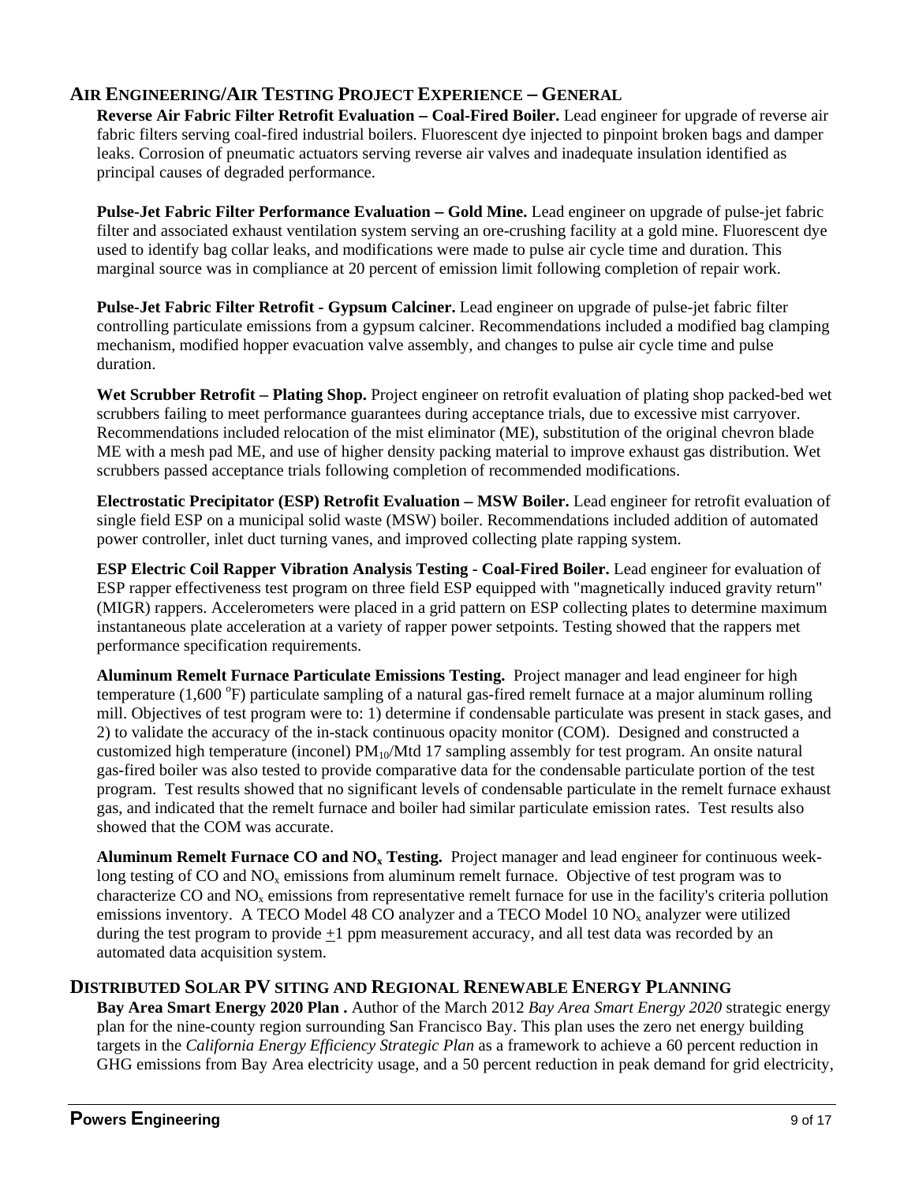## Air Engineering/Air Testing Project Experience – General

**Reverse Air Fabric Filter Retrofit Evaluation – Coal-Fired Boiler.** Lead engineer for upgrade of reverse air fabric filters serving coal-fired industrial boilers. Fluorescent dye injected to pinpoint broken bags and damper leaks. Corrosion of pneumatic actuators serving reverse air valves and inadequate insulation identified as principal causes of degraded performance.

**Pulse-Jet Fabric Filter Performance Evaluation – Gold Mine.** Lead engineer on upgrade of pulse-jet fabric filter and associated exhaust ventilation system serving an ore-crushing facility at a gold mine. Fluorescent dye used to identify bag collar leaks, and modifications were made to pulse air cycle time and duration. This marginal source was in compliance at 20 percent of emission limit following completion of repair work.

**Pulse-Jet Fabric Filter Retrofit - Gypsum Calciner.** Lead engineer on upgrade of pulse-jet fabric filter controlling particulate emissions from a gypsum calciner. Recommendations included a modified bag clamping mechanism, modified hopper evacuation valve assembly, and changes to pulse air cycle time and pulse duration.

**Wet Scrubber Retrofit – Plating Shop.** Project engineer on retrofit evaluation of plating shop packed-bed wet scrubbers failing to meet performance guarantees during acceptance trials, due to excessive mist carryover. Recommendations included relocation of the mist eliminator (ME), substitution of the original chevron blade ME with a mesh pad ME, and use of higher density packing material to improve exhaust gas distribution. Wet scrubbers passed acceptance trials following completion of recommended modifications.

**Electrostatic Precipitator (ESP) Retrofit Evaluation – MSW Boiler.** Lead engineer for retrofit evaluation of single field ESP on a municipal solid waste (MSW) boiler. Recommendations included addition of automated power controller, inlet duct turning vanes, and improved collecting plate rapping system.

**ESP Electric Coil Rapper Vibration Analysis Testing - Coal-Fired Boiler.** Lead engineer for evaluation of ESP rapper effectiveness test program on three field ESP equipped with "magnetically induced gravity return" (MIGR) rappers. Accelerometers were placed in a grid pattern on ESP collecting plates to determine maximum instantaneous plate acceleration at a variety of rapper power setpoints. Testing showed that the rappers met performance specification requirements.

**Aluminum Remelt Furnace Particulate Emissions Testing.** Project manager and lead engineer for high temperature (1,600 $^{o}$F) particulate sampling of a natural gas-fired remelt furnace at a major aluminum rolling mill. Objectives of test program were to: 1) determine if condensable particulate was present in stack gases, and 2) to validate the accuracy of the in-stack continuous opacity monitor (COM). Designed and constructed a customized high temperature (inconel) $PM_{10}$/Mtd 17 sampling assembly for test program. An onsite natural gas-fired boiler was also tested to provide comparative data for the condensable particulate portion of the test program. Test results showed that no significant levels of condensable particulate in the remelt furnace exhaust gas, and indicated that the remelt furnace and boiler had similar particulate emission rates. Test results also showed that the COM was accurate.

**Aluminum Remelt Furnace CO and $NO_x$ Testing.** Project manager and lead engineer for continuous week-long testing of CO and $NO_x$ emissions from aluminum remelt furnace. Objective of test program was to characterize CO and $NO_x$ emissions from representative remelt furnace for use in the facility's criteria pollution emissions inventory. A TECO Model 48 CO analyzer and a TECO Model 10 $NO_x$ analyzer were utilized during the test program to provide $\pm$1 ppm measurement accuracy, and all test data was recorded by an automated data acquisition system.

## Distributed Solar PV siting and Regional Renewable Energy Planning

**Bay Area Smart Energy 2020 Plan .** Author of the March 2012 *Bay Area Smart Energy 2020* strategic energy plan for the nine-county region surrounding San Francisco Bay. This plan uses the zero net energy building targets in the *California Energy Efficiency Strategic Plan* as a framework to achieve a 60 percent reduction in GHG emissions from Bay Area electricity usage, and a 50 percent reduction in peak demand for grid electricity,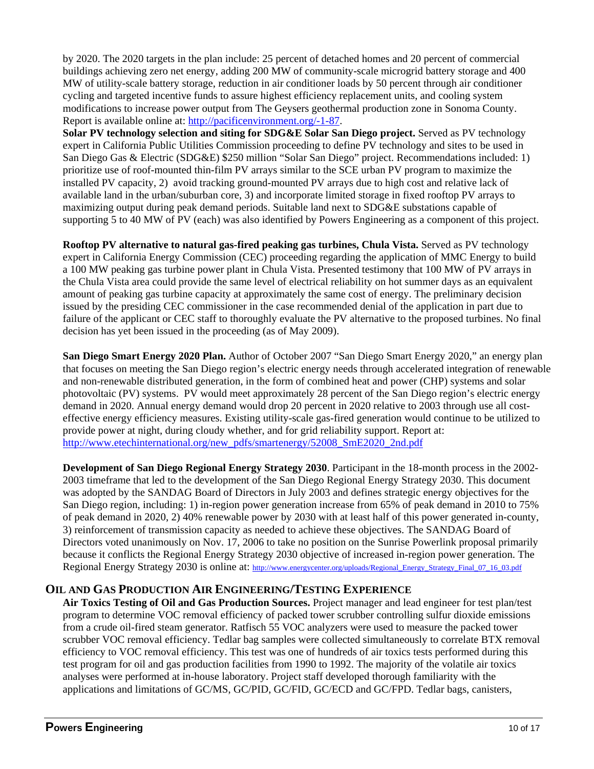by 2020. The 2020 targets in the plan include: 25 percent of detached homes and 20 percent of commercial buildings achieving zero net energy, adding 200 MW of community-scale microgrid battery storage and 400 MW of utility-scale battery storage, reduction in air conditioner loads by 50 percent through air conditioner cycling and targeted incentive funds to assure highest efficiency replacement units, and cooling system modifications to increase power output from The Geysers geothermal production zone in Sonoma County. Report is available online at: http://pacificenvironment.org/-1-87.

**Solar PV technology selection and siting for SDG&E Solar San Diego project.** Served as PV technology expert in California Public Utilities Commission proceeding to define PV technology and sites to be used in San Diego Gas & Electric (SDG&E) $250 million "Solar San Diego" project. Recommendations included: 1) prioritize use of roof-mounted thin-film PV arrays similar to the SCE urban PV program to maximize the installed PV capacity, 2) avoid tracking ground-mounted PV arrays due to high cost and relative lack of available land in the urban/suburban core, 3) and incorporate limited storage in fixed rooftop PV arrays to maximizing output during peak demand periods. Suitable land next to SDG&E substations capable of supporting 5 to 40 MW of PV (each) was also identified by Powers Engineering as a component of this project.

**Rooftop PV alternative to natural gas-fired peaking gas turbines, Chula Vista.** Served as PV technology expert in California Energy Commission (CEC) proceeding regarding the application of MMC Energy to build a 100 MW peaking gas turbine power plant in Chula Vista. Presented testimony that 100 MW of PV arrays in the Chula Vista area could provide the same level of electrical reliability on hot summer days as an equivalent amount of peaking gas turbine capacity at approximately the same cost of energy. The preliminary decision issued by the presiding CEC commissioner in the case recommended denial of the application in part due to failure of the applicant or CEC staff to thoroughly evaluate the PV alternative to the proposed turbines. No final decision has yet been issued in the proceeding (as of May 2009).

**San Diego Smart Energy 2020 Plan.** Author of October 2007 "San Diego Smart Energy 2020," an energy plan that focuses on meeting the San Diego region's electric energy needs through accelerated integration of renewable and non-renewable distributed generation, in the form of combined heat and power (CHP) systems and solar photovoltaic (PV) systems. PV would meet approximately 28 percent of the San Diego region's electric energy demand in 2020. Annual energy demand would drop 20 percent in 2020 relative to 2003 through use all cost-effective energy efficiency measures. Existing utility-scale gas-fired generation would continue to be utilized to provide power at night, during cloudy whether, and for grid reliability support. Report at: http://www.etechinternational.org/new_pdfs/smartenergy/52008_SmE2020_2nd.pdf

**Development of San Diego Regional Energy Strategy 2030**. Participant in the 18-month process in the 2002-2003 timeframe that led to the development of the San Diego Regional Energy Strategy 2030. This document was adopted by the SANDAG Board of Directors in July 2003 and defines strategic energy objectives for the San Diego region, including: 1) in-region power generation increase from 65% of peak demand in 2010 to 75% of peak demand in 2020, 2) 40% renewable power by 2030 with at least half of this power generated in-county, 3) reinforcement of transmission capacity as needed to achieve these objectives. The SANDAG Board of Directors voted unanimously on Nov. 17, 2006 to take no position on the Sunrise Powerlink proposal primarily because it conflicts the Regional Energy Strategy 2030 objective of increased in-region power generation. The Regional Energy Strategy 2030 is online at: http://www.energycenter.org/uploads/Regional_Energy_Strategy_Final_07_16_03.pdf

## OIL AND GAS PRODUCTION AIR ENGINEERING/TESTING EXPERIENCE

**Air Toxics Testing of Oil and Gas Production Sources.** Project manager and lead engineer for test plan/test program to determine VOC removal efficiency of packed tower scrubber controlling sulfur dioxide emissions from a crude oil-fired steam generator. Ratfisch 55 VOC analyzers were used to measure the packed tower scrubber VOC removal efficiency. Tedlar bag samples were collected simultaneously to correlate BTX removal efficiency to VOC removal efficiency. This test was one of hundreds of air toxics tests performed during this test program for oil and gas production facilities from 1990 to 1992. The majority of the volatile air toxics analyses were performed at in-house laboratory. Project staff developed thorough familiarity with the applications and limitations of GC/MS, GC/PID, GC/FID, GC/ECD and GC/FPD. Tedlar bags, canisters,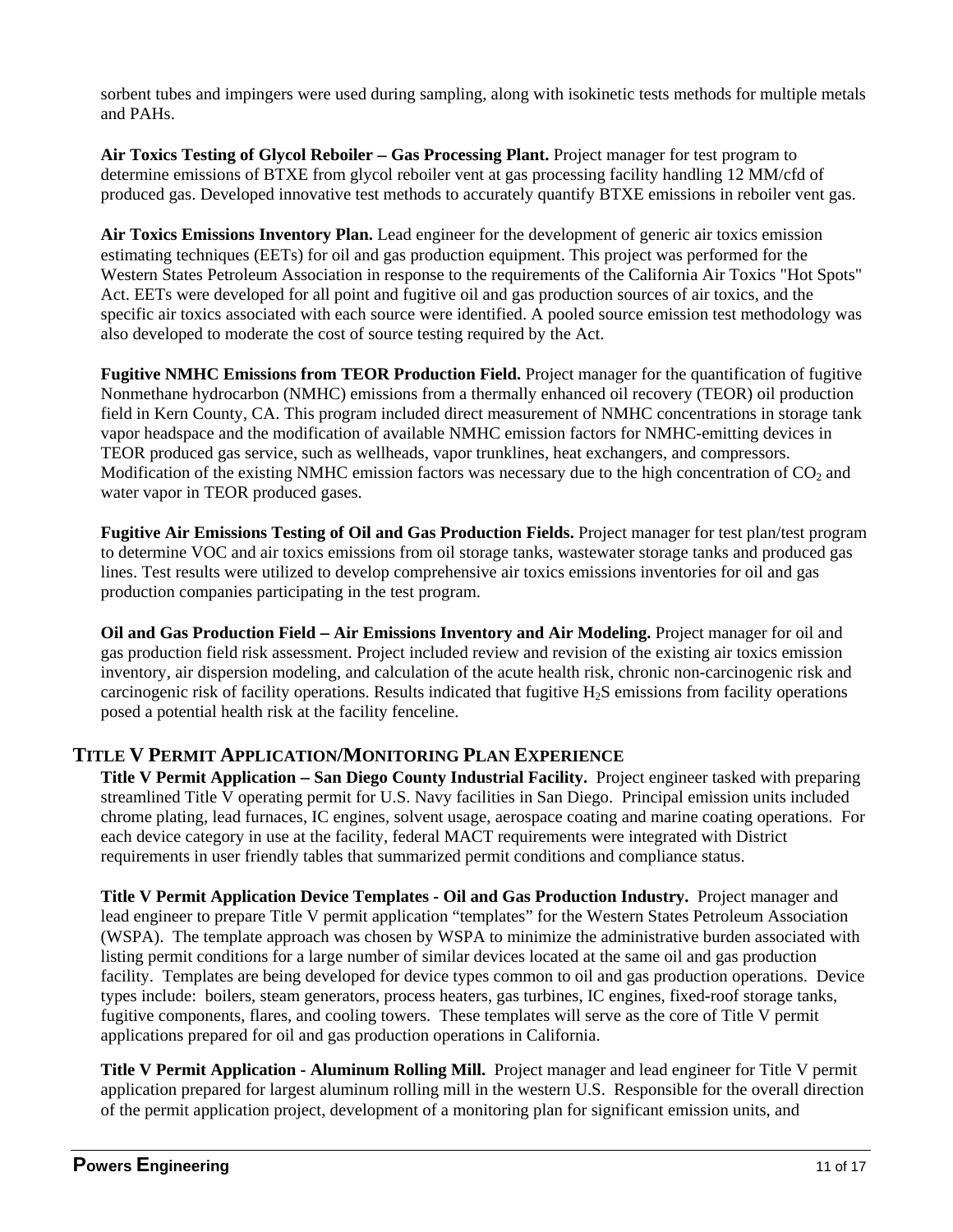sorbent tubes and impingers were used during sampling, along with isokinetic tests methods for multiple metals and PAHs.

**Air Toxics Testing of Glycol Reboiler – Gas Processing Plant.** Project manager for test program to determine emissions of BTXE from glycol reboiler vent at gas processing facility handling 12 MM/cfd of produced gas. Developed innovative test methods to accurately quantify BTXE emissions in reboiler vent gas.

**Air Toxics Emissions Inventory Plan.** Lead engineer for the development of generic air toxics emission estimating techniques (EETs) for oil and gas production equipment. This project was performed for the Western States Petroleum Association in response to the requirements of the California Air Toxics "Hot Spots" Act. EETs were developed for all point and fugitive oil and gas production sources of air toxics, and the specific air toxics associated with each source were identified. A pooled source emission test methodology was also developed to moderate the cost of source testing required by the Act.

**Fugitive NMHC Emissions from TEOR Production Field.** Project manager for the quantification of fugitive Nonmethane hydrocarbon (NMHC) emissions from a thermally enhanced oil recovery (TEOR) oil production field in Kern County, CA. This program included direct measurement of NMHC concentrations in storage tank vapor headspace and the modification of available NMHC emission factors for NMHC-emitting devices in TEOR produced gas service, such as wellheads, vapor trunklines, heat exchangers, and compressors. Modification of the existing NMHC emission factors was necessary due to the high concentration of $CO_2$ and water vapor in TEOR produced gases.

**Fugitive Air Emissions Testing of Oil and Gas Production Fields.** Project manager for test plan/test program to determine VOC and air toxics emissions from oil storage tanks, wastewater storage tanks and produced gas lines. Test results were utilized to develop comprehensive air toxics emissions inventories for oil and gas production companies participating in the test program.

**Oil and Gas Production Field – Air Emissions Inventory and Air Modeling.** Project manager for oil and gas production field risk assessment. Project included review and revision of the existing air toxics emission inventory, air dispersion modeling, and calculation of the acute health risk, chronic non-carcinogenic risk and carcinogenic risk of facility operations. Results indicated that fugitive $H_2S$ emissions from facility operations posed a potential health risk at the facility fenceline.

## TITLE V PERMIT APPLICATION/MONITORING PLAN EXPERIENCE

**Title V Permit Application – San Diego County Industrial Facility.** Project engineer tasked with preparing streamlined Title V operating permit for U.S. Navy facilities in San Diego. Principal emission units included chrome plating, lead furnaces, IC engines, solvent usage, aerospace coating and marine coating operations. For each device category in use at the facility, federal MACT requirements were integrated with District requirements in user friendly tables that summarized permit conditions and compliance status.

**Title V Permit Application Device Templates - Oil and Gas Production Industry.** Project manager and lead engineer to prepare Title V permit application "templates" for the Western States Petroleum Association (WSPA). The template approach was chosen by WSPA to minimize the administrative burden associated with listing permit conditions for a large number of similar devices located at the same oil and gas production facility. Templates are being developed for device types common to oil and gas production operations. Device types include: boilers, steam generators, process heaters, gas turbines, IC engines, fixed-roof storage tanks, fugitive components, flares, and cooling towers. These templates will serve as the core of Title V permit applications prepared for oil and gas production operations in California.

**Title V Permit Application - Aluminum Rolling Mill.** Project manager and lead engineer for Title V permit application prepared for largest aluminum rolling mill in the western U.S. Responsible for the overall direction of the permit application project, development of a monitoring plan for significant emission units, and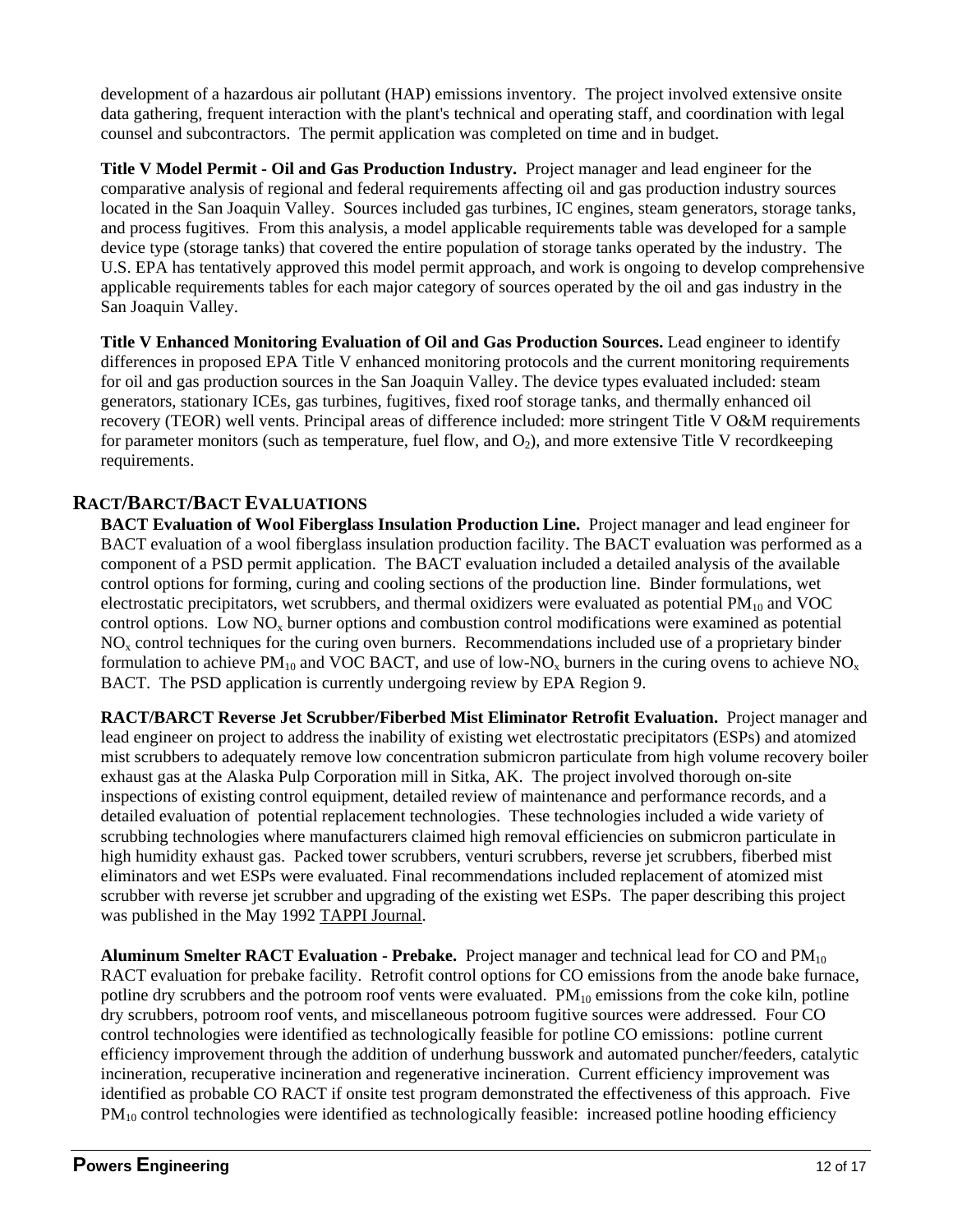development of a hazardous air pollutant (HAP) emissions inventory. The project involved extensive onsite data gathering, frequent interaction with the plant's technical and operating staff, and coordination with legal counsel and subcontractors. The permit application was completed on time and in budget.

**Title V Model Permit - Oil and Gas Production Industry.** Project manager and lead engineer for the comparative analysis of regional and federal requirements affecting oil and gas production industry sources located in the San Joaquin Valley. Sources included gas turbines, IC engines, steam generators, storage tanks, and process fugitives. From this analysis, a model applicable requirements table was developed for a sample device type (storage tanks) that covered the entire population of storage tanks operated by the industry. The U.S. EPA has tentatively approved this model permit approach, and work is ongoing to develop comprehensive applicable requirements tables for each major category of sources operated by the oil and gas industry in the San Joaquin Valley.

**Title V Enhanced Monitoring Evaluation of Oil and Gas Production Sources.** Lead engineer to identify differences in proposed EPA Title V enhanced monitoring protocols and the current monitoring requirements for oil and gas production sources in the San Joaquin Valley. The device types evaluated included: steam generators, stationary ICEs, gas turbines, fugitives, fixed roof storage tanks, and thermally enhanced oil recovery (TEOR) well vents. Principal areas of difference included: more stringent Title V O&M requirements for parameter monitors (such as temperature, fuel flow, and $O_2$), and more extensive Title V recordkeeping requirements.

## RACT/BARCT/BACT EVALUATIONS

**BACT Evaluation of Wool Fiberglass Insulation Production Line.** Project manager and lead engineer for BACT evaluation of a wool fiberglass insulation production facility. The BACT evaluation was performed as a component of a PSD permit application. The BACT evaluation included a detailed analysis of the available control options for forming, curing and cooling sections of the production line. Binder formulations, wet electrostatic precipitators, wet scrubbers, and thermal oxidizers were evaluated as potential $PM_{10}$ and VOC control options. Low $NO_x$ burner options and combustion control modifications were examined as potential $NO_x$ control techniques for the curing oven burners. Recommendations included use of a proprietary binder formulation to achieve $PM_{10}$ and VOC BACT, and use of low-$NO_x$ burners in the curing ovens to achieve $NO_x$ BACT. The PSD application is currently undergoing review by EPA Region 9.

**RACT/BARCT Reverse Jet Scrubber/Fiberbed Mist Eliminator Retrofit Evaluation.** Project manager and lead engineer on project to address the inability of existing wet electrostatic precipitators (ESPs) and atomized mist scrubbers to adequately remove low concentration submicron particulate from high volume recovery boiler exhaust gas at the Alaska Pulp Corporation mill in Sitka, AK. The project involved thorough on-site inspections of existing control equipment, detailed review of maintenance and performance records, and a detailed evaluation of potential replacement technologies. These technologies included a wide variety of scrubbing technologies where manufacturers claimed high removal efficiencies on submicron particulate in high humidity exhaust gas. Packed tower scrubbers, venturi scrubbers, reverse jet scrubbers, fiberbed mist eliminators and wet ESPs were evaluated. Final recommendations included replacement of atomized mist scrubber with reverse jet scrubber and upgrading of the existing wet ESPs. The paper describing this project was published in the May 1992 TAPPI Journal.

**Aluminum Smelter RACT Evaluation - Prebake.** Project manager and technical lead for CO and $PM_{10}$ RACT evaluation for prebake facility. Retrofit control options for CO emissions from the anode bake furnace, potline dry scrubbers and the potroom roof vents were evaluated. $PM_{10}$ emissions from the coke kiln, potline dry scrubbers, potroom roof vents, and miscellaneous potroom fugitive sources were addressed. Four CO control technologies were identified as technologically feasible for potline CO emissions: potline current efficiency improvement through the addition of underhung busswork and automated puncher/feeders, catalytic incineration, recuperative incineration and regenerative incineration. Current efficiency improvement was identified as probable CO RACT if onsite test program demonstrated the effectiveness of this approach. Five $PM_{10}$ control technologies were identified as technologically feasible: increased potline hooding efficiency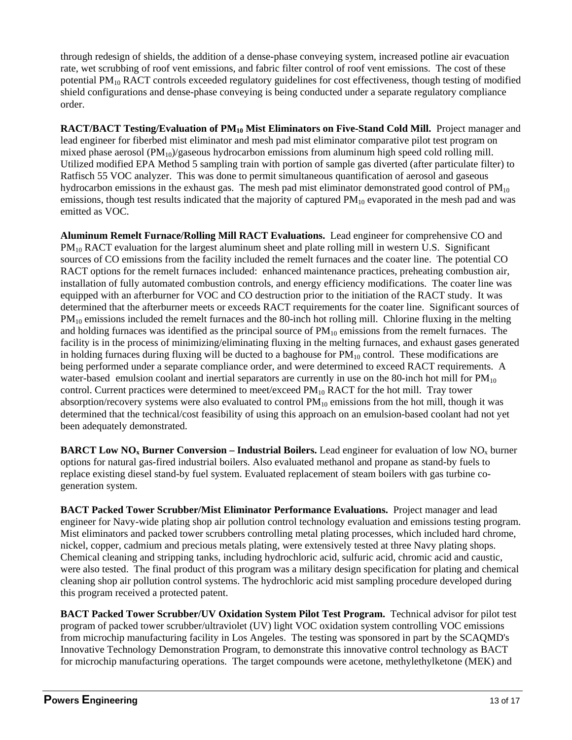through redesign of shields, the addition of a dense-phase conveying system, increased potline air evacuation rate, wet scrubbing of roof vent emissions, and fabric filter control of roof vent emissions. The cost of these potential $PM_{10}$ RACT controls exceeded regulatory guidelines for cost effectiveness, though testing of modified shield configurations and dense-phase conveying is being conducted under a separate regulatory compliance order.

**RACT/BACT Testing/Evaluation of $PM_{10}$ Mist Eliminators on Five-Stand Cold Mill.** Project manager and lead engineer for fiberbed mist eliminator and mesh pad mist eliminator comparative pilot test program on mixed phase aerosol ($PM_{10}$)/gaseous hydrocarbon emissions from aluminum high speed cold rolling mill. Utilized modified EPA Method 5 sampling train with portion of sample gas diverted (after particulate filter) to Ratfisch 55 VOC analyzer. This was done to permit simultaneous quantification of aerosol and gaseous hydrocarbon emissions in the exhaust gas. The mesh pad mist eliminator demonstrated good control of $PM_{10}$ emissions, though test results indicated that the majority of captured $PM_{10}$ evaporated in the mesh pad and was emitted as VOC.

**Aluminum Remelt Furnace/Rolling Mill RACT Evaluations.** Lead engineer for comprehensive CO and $PM_{10}$ RACT evaluation for the largest aluminum sheet and plate rolling mill in western U.S. Significant sources of CO emissions from the facility included the remelt furnaces and the coater line. The potential CO RACT options for the remelt furnaces included: enhanced maintenance practices, preheating combustion air, installation of fully automated combustion controls, and energy efficiency modifications. The coater line was equipped with an afterburner for VOC and CO destruction prior to the initiation of the RACT study. It was determined that the afterburner meets or exceeds RACT requirements for the coater line. Significant sources of $PM_{10}$ emissions included the remelt furnaces and the 80-inch hot rolling mill. Chlorine fluxing in the melting and holding furnaces was identified as the principal source of $PM_{10}$ emissions from the remelt furnaces. The facility is in the process of minimizing/eliminating fluxing in the melting furnaces, and exhaust gases generated in holding furnaces during fluxing will be ducted to a baghouse for $PM_{10}$ control. These modifications are being performed under a separate compliance order, and were determined to exceed RACT requirements. A water-based emulsion coolant and inertial separators are currently in use on the 80-inch hot mill for $PM_{10}$ control. Current practices were determined to meet/exceed $PM_{10}$ RACT for the hot mill. Tray tower absorption/recovery systems were also evaluated to control $PM_{10}$ emissions from the hot mill, though it was determined that the technical/cost feasibility of using this approach on an emulsion-based coolant had not yet been adequately demonstrated.

**BARCT Low $NO_x$ Burner Conversion – Industrial Boilers.** Lead engineer for evaluation of low $NO_x$ burner options for natural gas-fired industrial boilers. Also evaluated methanol and propane as stand-by fuels to replace existing diesel stand-by fuel system. Evaluated replacement of steam boilers with gas turbine co-generation system.

**BACT Packed Tower Scrubber/Mist Eliminator Performance Evaluations.** Project manager and lead engineer for Navy-wide plating shop air pollution control technology evaluation and emissions testing program. Mist eliminators and packed tower scrubbers controlling metal plating processes, which included hard chrome, nickel, copper, cadmium and precious metals plating, were extensively tested at three Navy plating shops. Chemical cleaning and stripping tanks, including hydrochloric acid, sulfuric acid, chromic acid and caustic, were also tested. The final product of this program was a military design specification for plating and chemical cleaning shop air pollution control systems. The hydrochloric acid mist sampling procedure developed during this program received a protected patent.

**BACT Packed Tower Scrubber/UV Oxidation System Pilot Test Program.** Technical advisor for pilot test program of packed tower scrubber/ultraviolet (UV) light VOC oxidation system controlling VOC emissions from microchip manufacturing facility in Los Angeles. The testing was sponsored in part by the SCAQMD's Innovative Technology Demonstration Program, to demonstrate this innovative control technology as BACT for microchip manufacturing operations. The target compounds were acetone, methylethylketone (MEK) and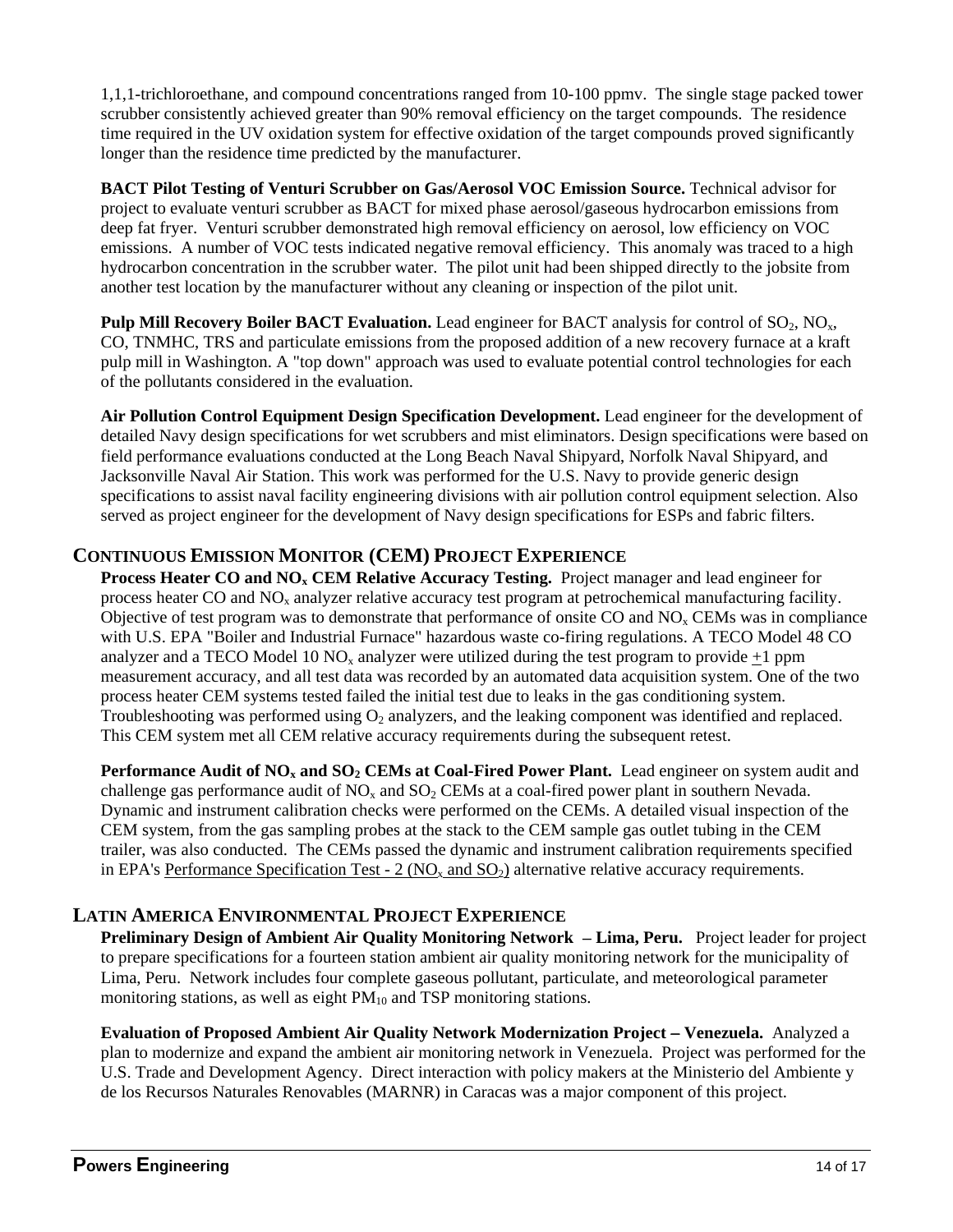1,1,1-trichloroethane, and compound concentrations ranged from 10-100 ppmv. The single stage packed tower scrubber consistently achieved greater than 90% removal efficiency on the target compounds. The residence time required in the UV oxidation system for effective oxidation of the target compounds proved significantly longer than the residence time predicted by the manufacturer.

**BACT Pilot Testing of Venturi Scrubber on Gas/Aerosol VOC Emission Source.** Technical advisor for project to evaluate venturi scrubber as BACT for mixed phase aerosol/gaseous hydrocarbon emissions from deep fat fryer. Venturi scrubber demonstrated high removal efficiency on aerosol, low efficiency on VOC emissions. A number of VOC tests indicated negative removal efficiency. This anomaly was traced to a high hydrocarbon concentration in the scrubber water. The pilot unit had been shipped directly to the jobsite from another test location by the manufacturer without any cleaning or inspection of the pilot unit.

**Pulp Mill Recovery Boiler BACT Evaluation.** Lead engineer for BACT analysis for control of $SO_2$, $NO_x$, CO, TNMHC, TRS and particulate emissions from the proposed addition of a new recovery furnace at a kraft pulp mill in Washington. A "top down" approach was used to evaluate potential control technologies for each of the pollutants considered in the evaluation.

**Air Pollution Control Equipment Design Specification Development.** Lead engineer for the development of detailed Navy design specifications for wet scrubbers and mist eliminators. Design specifications were based on field performance evaluations conducted at the Long Beach Naval Shipyard, Norfolk Naval Shipyard, and Jacksonville Naval Air Station. This work was performed for the U.S. Navy to provide generic design specifications to assist naval facility engineering divisions with air pollution control equipment selection. Also served as project engineer for the development of Navy design specifications for ESPs and fabric filters.

## Continuous Emission Monitor (CEM) Project Experience

**Process Heater CO and $NO_x$ CEM Relative Accuracy Testing.** Project manager and lead engineer for process heater CO and $NO_x$ analyzer relative accuracy test program at petrochemical manufacturing facility. Objective of test program was to demonstrate that performance of onsite CO and $NO_x$ CEMs was in compliance with U.S. EPA "Boiler and Industrial Furnace" hazardous waste co-firing regulations. A TECO Model 48 CO analyzer and a TECO Model 10 $NO_x$ analyzer were utilized during the test program to provide $\pm$1 ppm measurement accuracy, and all test data was recorded by an automated data acquisition system. One of the two process heater CEM systems tested failed the initial test due to leaks in the gas conditioning system. Troubleshooting was performed using $O_2$ analyzers, and the leaking component was identified and replaced. This CEM system met all CEM relative accuracy requirements during the subsequent retest.

**Performance Audit of $NO_x$ and $SO_2$ CEMs at Coal-Fired Power Plant.** Lead engineer on system audit and challenge gas performance audit of $NO_x$ and $SO_2$ CEMs at a coal-fired power plant in southern Nevada. Dynamic and instrument calibration checks were performed on the CEMs. A detailed visual inspection of the CEM system, from the gas sampling probes at the stack to the CEM sample gas outlet tubing in the CEM trailer, was also conducted. The CEMs passed the dynamic and instrument calibration requirements specified in EPA's Performance Specification Test - 2 ($NO_x$ and $SO_2$) alternative relative accuracy requirements.

## Latin America Environmental Project Experience

**Preliminary Design of Ambient Air Quality Monitoring Network – Lima, Peru.** Project leader for project to prepare specifications for a fourteen station ambient air quality monitoring network for the municipality of Lima, Peru. Network includes four complete gaseous pollutant, particulate, and meteorological parameter monitoring stations, as well as eight $PM_{10}$ and TSP monitoring stations.

**Evaluation of Proposed Ambient Air Quality Network Modernization Project – Venezuela.** Analyzed a plan to modernize and expand the ambient air monitoring network in Venezuela. Project was performed for the U.S. Trade and Development Agency. Direct interaction with policy makers at the Ministerio del Ambiente y de los Recursos Naturales Renovables (MARNR) in Caracas was a major component of this project.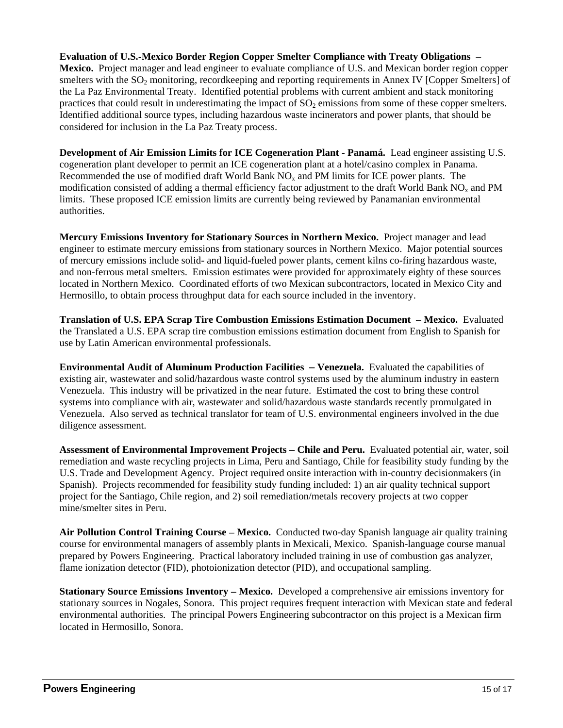**Evaluation of U.S.-Mexico Border Region Copper Smelter Compliance with Treaty Obligations – Mexico.** Project manager and lead engineer to evaluate compliance of U.S. and Mexican border region copper smelters with the $SO_2$ monitoring, recordkeeping and reporting requirements in Annex IV [Copper Smelters] of the La Paz Environmental Treaty. Identified potential problems with current ambient and stack monitoring practices that could result in underestimating the impact of $SO_2$ emissions from some of these copper smelters. Identified additional source types, including hazardous waste incinerators and power plants, that should be considered for inclusion in the La Paz Treaty process.

**Development of Air Emission Limits for ICE Cogeneration Plant - Panamá.** Lead engineer assisting U.S. cogeneration plant developer to permit an ICE cogeneration plant at a hotel/casino complex in Panama. Recommended the use of modified draft World Bank $NO_x$ and PM limits for ICE power plants. The modification consisted of adding a thermal efficiency factor adjustment to the draft World Bank $NO_x$ and PM limits. These proposed ICE emission limits are currently being reviewed by Panamanian environmental authorities.

**Mercury Emissions Inventory for Stationary Sources in Northern Mexico.** Project manager and lead engineer to estimate mercury emissions from stationary sources in Northern Mexico. Major potential sources of mercury emissions include solid- and liquid-fueled power plants, cement kilns co-firing hazardous waste, and non-ferrous metal smelters. Emission estimates were provided for approximately eighty of these sources located in Northern Mexico. Coordinated efforts of two Mexican subcontractors, located in Mexico City and Hermosillo, to obtain process throughput data for each source included in the inventory.

**Translation of U.S. EPA Scrap Tire Combustion Emissions Estimation Document – Mexico.** Evaluated the Translated a U.S. EPA scrap tire combustion emissions estimation document from English to Spanish for use by Latin American environmental professionals.

**Environmental Audit of Aluminum Production Facilities – Venezuela.** Evaluated the capabilities of existing air, wastewater and solid/hazardous waste control systems used by the aluminum industry in eastern Venezuela. This industry will be privatized in the near future. Estimated the cost to bring these control systems into compliance with air, wastewater and solid/hazardous waste standards recently promulgated in Venezuela. Also served as technical translator for team of U.S. environmental engineers involved in the due diligence assessment.

**Assessment of Environmental Improvement Projects – Chile and Peru.** Evaluated potential air, water, soil remediation and waste recycling projects in Lima, Peru and Santiago, Chile for feasibility study funding by the U.S. Trade and Development Agency. Project required onsite interaction with in-country decisionmakers (in Spanish). Projects recommended for feasibility study funding included: 1) an air quality technical support project for the Santiago, Chile region, and 2) soil remediation/metals recovery projects at two copper mine/smelter sites in Peru.

**Air Pollution Control Training Course – Mexico.** Conducted two-day Spanish language air quality training course for environmental managers of assembly plants in Mexicali, Mexico. Spanish-language course manual prepared by Powers Engineering. Practical laboratory included training in use of combustion gas analyzer, flame ionization detector (FID), photoionization detector (PID), and occupational sampling.

**Stationary Source Emissions Inventory – Mexico.** Developed a comprehensive air emissions inventory for stationary sources in Nogales, Sonora. This project requires frequent interaction with Mexican state and federal environmental authorities. The principal Powers Engineering subcontractor on this project is a Mexican firm located in Hermosillo, Sonora.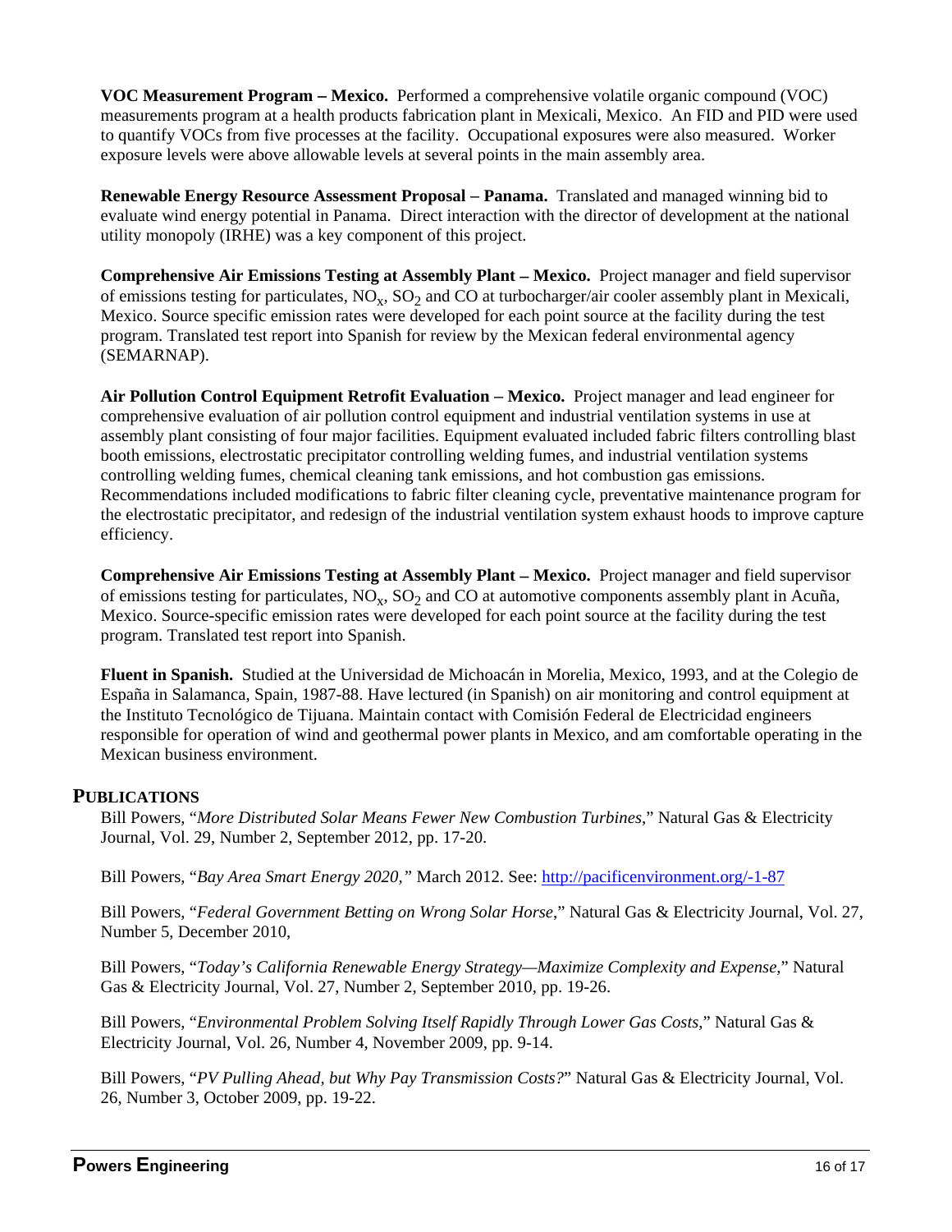**VOC Measurement Program – Mexico.** Performed a comprehensive volatile organic compound (VOC) measurements program at a health products fabrication plant in Mexicali, Mexico. An FID and PID were used to quantify VOCs from five processes at the facility. Occupational exposures were also measured. Worker exposure levels were above allowable levels at several points in the main assembly area.

**Renewable Energy Resource Assessment Proposal – Panama.** Translated and managed winning bid to evaluate wind energy potential in Panama. Direct interaction with the director of development at the national utility monopoly (IRHE) was a key component of this project.

**Comprehensive Air Emissions Testing at Assembly Plant – Mexico.** Project manager and field supervisor of emissions testing for particulates, $NO_x$, $SO_2$ and CO at turbocharger/air cooler assembly plant in Mexicali, Mexico. Source specific emission rates were developed for each point source at the facility during the test program. Translated test report into Spanish for review by the Mexican federal environmental agency (SEMARNAP).

**Air Pollution Control Equipment Retrofit Evaluation – Mexico.** Project manager and lead engineer for comprehensive evaluation of air pollution control equipment and industrial ventilation systems in use at assembly plant consisting of four major facilities. Equipment evaluated included fabric filters controlling blast booth emissions, electrostatic precipitator controlling welding fumes, and industrial ventilation systems controlling welding fumes, chemical cleaning tank emissions, and hot combustion gas emissions. Recommendations included modifications to fabric filter cleaning cycle, preventative maintenance program for the electrostatic precipitator, and redesign of the industrial ventilation system exhaust hoods to improve capture efficiency.

**Comprehensive Air Emissions Testing at Assembly Plant – Mexico.** Project manager and field supervisor of emissions testing for particulates, $NO_x$, $SO_2$ and CO at automotive components assembly plant in Acuña, Mexico. Source-specific emission rates were developed for each point source at the facility during the test program. Translated test report into Spanish.

**Fluent in Spanish.** Studied at the Universidad de Michoacán in Morelia, Mexico, 1993, and at the Colegio de España in Salamanca, Spain, 1987-88. Have lectured (in Spanish) on air monitoring and control equipment at the Instituto Tecnológico de Tijuana. Maintain contact with Comisión Federal de Electricidad engineers responsible for operation of wind and geothermal power plants in Mexico, and am comfortable operating in the Mexican business environment.

## PUBLICATIONS

Bill Powers, "*More Distributed Solar Means Fewer New Combustion Turbines*," Natural Gas & Electricity Journal, Vol. 29, Number 2, September 2012, pp. 17-20.

Bill Powers, "*Bay Area Smart Energy 2020,"* March 2012. See: http://pacificenvironment.org/-1-87

Bill Powers, "*Federal Government Betting on Wrong Solar Horse*," Natural Gas & Electricity Journal, Vol. 27, Number 5, December 2010,

Bill Powers, "*Today's California Renewable Energy Strategy—Maximize Complexity and Expense*," Natural Gas & Electricity Journal, Vol. 27, Number 2, September 2010, pp. 19-26.

Bill Powers, "*Environmental Problem Solving Itself Rapidly Through Lower Gas Costs*," Natural Gas & Electricity Journal, Vol. 26, Number 4, November 2009, pp. 9-14.

Bill Powers, "*PV Pulling Ahead, but Why Pay Transmission Costs?*" Natural Gas & Electricity Journal, Vol. 26, Number 3, October 2009, pp. 19-22.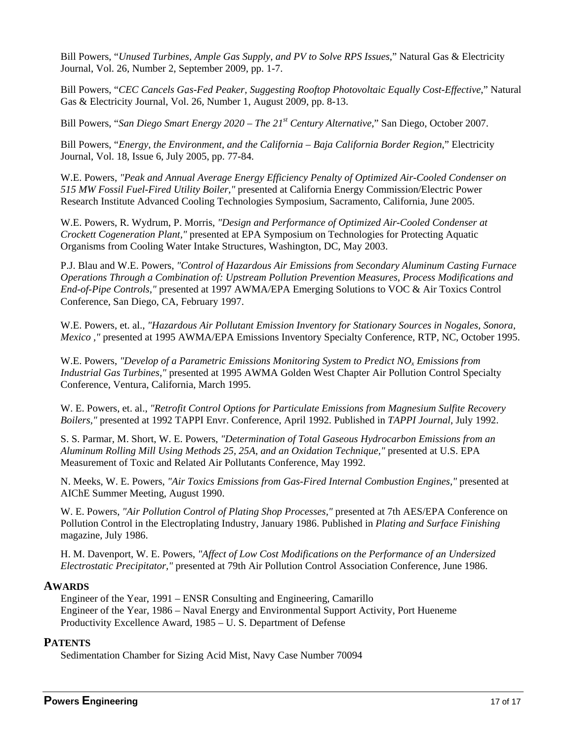Bill Powers, "*Unused Turbines, Ample Gas Supply, and PV to Solve RPS Issues*," Natural Gas & Electricity Journal, Vol. 26, Number 2, September 2009, pp. 1-7.

Bill Powers, "*CEC Cancels Gas-Fed Peaker, Suggesting Rooftop Photovoltaic Equally Cost-Effective*," Natural Gas & Electricity Journal, Vol. 26, Number 1, August 2009, pp. 8-13.

Bill Powers, "*San Diego Smart Energy 2020 – The 21st Century Alternative*," San Diego, October 2007.

Bill Powers, "*Energy, the Environment, and the California – Baja California Border Region*," Electricity Journal, Vol. 18, Issue 6, July 2005, pp. 77-84.

W.E. Powers, *"Peak and Annual Average Energy Efficiency Penalty of Optimized Air-Cooled Condenser on 515 MW Fossil Fuel-Fired Utility Boiler,"* presented at California Energy Commission/Electric Power Research Institute Advanced Cooling Technologies Symposium, Sacramento, California, June 2005.

W.E. Powers, R. Wydrum, P. Morris, *"Design and Performance of Optimized Air-Cooled Condenser at Crockett Cogeneration Plant,"* presented at EPA Symposium on Technologies for Protecting Aquatic Organisms from Cooling Water Intake Structures, Washington, DC, May 2003.

P.J. Blau and W.E. Powers, *"Control of Hazardous Air Emissions from Secondary Aluminum Casting Furnace Operations Through a Combination of: Upstream Pollution Prevention Measures, Process Modifications and End-of-Pipe Controls,"* presented at 1997 AWMA/EPA Emerging Solutions to VOC & Air Toxics Control Conference, San Diego, CA, February 1997.

W.E. Powers, et. al., *"Hazardous Air Pollutant Emission Inventory for Stationary Sources in Nogales, Sonora, Mexico ,"* presented at 1995 AWMA/EPA Emissions Inventory Specialty Conference, RTP, NC, October 1995.

W.E. Powers, *"Develop of a Parametric Emissions Monitoring System to Predict $NO_x$ Emissions from Industrial Gas Turbines,"* presented at 1995 AWMA Golden West Chapter Air Pollution Control Specialty Conference, Ventura, California, March 1995.

W. E. Powers, et. al., *"Retrofit Control Options for Particulate Emissions from Magnesium Sulfite Recovery Boilers,"* presented at 1992 TAPPI Envr. Conference, April 1992. Published in *TAPPI Journal*, July 1992.

S. S. Parmar, M. Short, W. E. Powers, *"Determination of Total Gaseous Hydrocarbon Emissions from an Aluminum Rolling Mill Using Methods 25, 25A, and an Oxidation Technique,"* presented at U.S. EPA Measurement of Toxic and Related Air Pollutants Conference, May 1992.

N. Meeks, W. E. Powers, *"Air Toxics Emissions from Gas-Fired Internal Combustion Engines,"* presented at AIChE Summer Meeting, August 1990.

W. E. Powers, *"Air Pollution Control of Plating Shop Processes,"* presented at 7th AES/EPA Conference on Pollution Control in the Electroplating Industry, January 1986. Published in *Plating and Surface Finishing* magazine, July 1986.

H. M. Davenport, W. E. Powers, *"Affect of Low Cost Modifications on the Performance of an Undersized Electrostatic Precipitator,"* presented at 79th Air Pollution Control Association Conference, June 1986.

## AWARDS

Engineer of the Year, 1991 – ENSR Consulting and Engineering, Camarillo
Engineer of the Year, 1986 – Naval Energy and Environmental Support Activity, Port Hueneme
Productivity Excellence Award, 1985 – U. S. Department of Defense

## PATENTS

Sedimentation Chamber for Sizing Acid Mist, Navy Case Number 70094